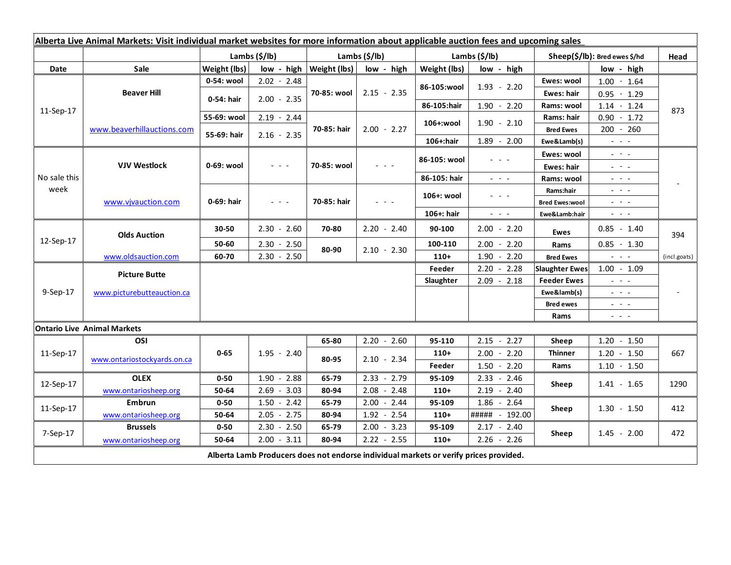**Alberta Live Animal Markets: Visit individual market websites for more information about applicable auction fees and upcoming sales**

| Date | Sale | Lambs ($/lb) | | Lambs ($/lb) | | Lambs ($/lb) | | Sheep($/lb): Bred ewes $/hd | | Head |
|---|---|---|---|---|---|---|---|---|---|---|
| | | Weight (lbs) | low - high | Weight (lbs) | low - high | Weight (lbs) | low - high | | low - high | |
| 11-Sep-17 | Beaver Hill | 0-54: wool | 2.02 - 2.48 | 70-85: wool | 2.15 - 2.35 | 86-105:wool | 1.93 - 2.20 | Ewes: wool | 1.00 - 1.64 | 873 |
| | | 0-54: hair | 2.00 - 2.35 | | | | | Ewes: hair | 0.95 - 1.29 | |
| | | | | | | 86-105:hair | 1.90 - 2.20 | Rams: wool | 1.14 - 1.24 | |
| | www.beaverhillauctions.com | 55-69: wool | 2.19 - 2.44 | 70-85: hair | 2.00 - 2.27 | 106+:wool | 1.90 - 2.10 | Rams: hair | 0.90 - 1.72 | |
| | | 55-69: hair | 2.16 - 2.35 | | | | | Bred Ewes | 200 - 260 | |
| | | | | | | 106+:hair | 1.89 - 2.00 | Ewe&Lamb(s) | - - - | |
| No sale this week | VJV Westlock | 0-69: wool | - - - | 70-85: wool | - - - | 86-105: wool | - - - | Ewes: wool | - - - | - |
| | | | | | | | | Ewes: hair | - - - | |
| | | | | | | 86-105: hair | - - - | Rams: wool | - - - | |
| | www.vjvauction.com | 0-69: hair | - - - | 70-85: hair | - - - | 106+: wool | - - - | Rams:hair | - - - | |
| | | | | | | | | Bred Ewes:wool | - - - | |
| | | | | | | 106+: hair | - - - | Ewe&Lamb:hair | - - - | |
| 12-Sep-17 | Olds Auction | 30-50 | 2.30 - 2.60 | 70-80 | 2.20 - 2.40 | 90-100 | 2.00 - 2.20 | Ewes | 0.85 - 1.40 | 394 |
| | | 50-60 | 2.30 - 2.50 | 80-90 | 2.10 - 2.30 | 100-110 | 2.00 - 2.20 | Rams | 0.85 - 1.30 | |
| | www.oldsauction.com | 60-70 | 2.30 - 2.50 | | | 110+ | 1.90 - 2.20 | Bred Ewes | - - - | (incl.goats) |
| 9-Sep-17 | Picture Butte | | | | | Feeder | 2.20 - 2.28 | Slaughter Ewes | 1.00 - 1.09 | - |
| | www.picturebutteauction.ca | | | | | Slaughter | 2.09 - 2.18 | Feeder Ewes | - - - | |
| | | | | | | | | Ewe&lamb(s) | - - - | |
| | | | | | | | | Bred ewes | - - - | |
| | | | | | | | | Rams | - - - | |
| **Ontario Live Animal Markets** | | | | | | | | | | |
| 11-Sep-17 | OSI | 0-65 | 1.95 - 2.40 | 65-80 | 2.20 - 2.60 | 95-110 | 2.15 - 2.27 | Sheep | 1.20 - 1.50 | 667 |
| | www.ontariostockyards.on.ca | | | 80-95 | 2.10 - 2.34 | 110+ | 2.00 - 2.20 | Thinner | 1.20 - 1.50 | |
| | | | | | | Feeder | 1.50 - 2.20 | Rams | 1.10 - 1.50 | |
| 12-Sep-17 | OLEX | 0-50 | 1.90 - 2.88 | 65-79 | 2.33 - 2.79 | 95-109 | 2.33 - 2.46 | Sheep | 1.41 - 1.65 | 1290 |
| | www.ontariosheep.org | 50-64 | 2.69 - 3.03 | 80-94 | 2.08 - 2.48 | 110+ | 2.19 - 2.40 | | | |
| 11-Sep-17 | Embrun | 0-50 | 1.50 - 2.42 | 65-79 | 2.00 - 2.44 | 95-109 | 1.86 - 2.64 | Sheep | 1.30 - 1.50 | 412 |
| | www.ontariosheep.org | 50-64 | 2.05 - 2.75 | 80-94 | 1.92 - 2.54 | 110+ | ##### - 192.00 | | | |
| 7-Sep-17 | Brussels | 0-50 | 2.30 - 2.50 | 65-79 | 2.00 - 3.23 | 95-109 | 2.17 - 2.40 | Sheep | 1.45 - 2.00 | 472 |
| | www.ontariosheep.org | 50-64 | 2.00 - 3.11 | 80-94 | 2.22 - 2.55 | 110+ | 2.26 - 2.26 | | | |

**Alberta Lamb Producers does not endorse individual markets or verify prices provided.**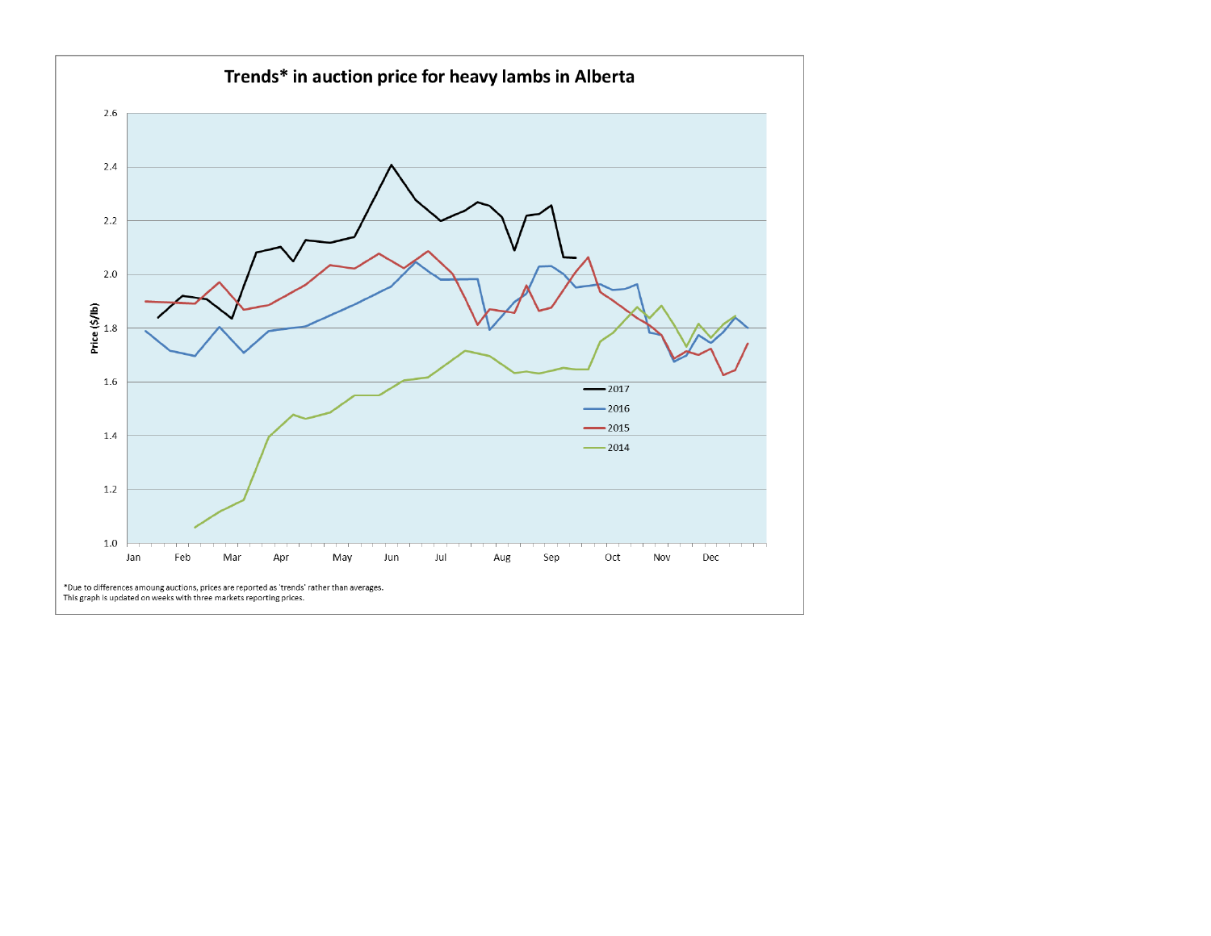# Trends* in auction price for heavy lambs in Alberta

Price ($/lb)

2.6
2.4
2.2
2.0
1.8
1.6
1.4
1.2
1.0

Jan Feb Mar Apr May Jun Jul Aug Sep Oct Nov Dec

2017
2016
2015
2014

*Due to differences amoung auctions, prices are reported as 'trends' rather than averages.
This graph is updated on weeks with three markets reporting prices.